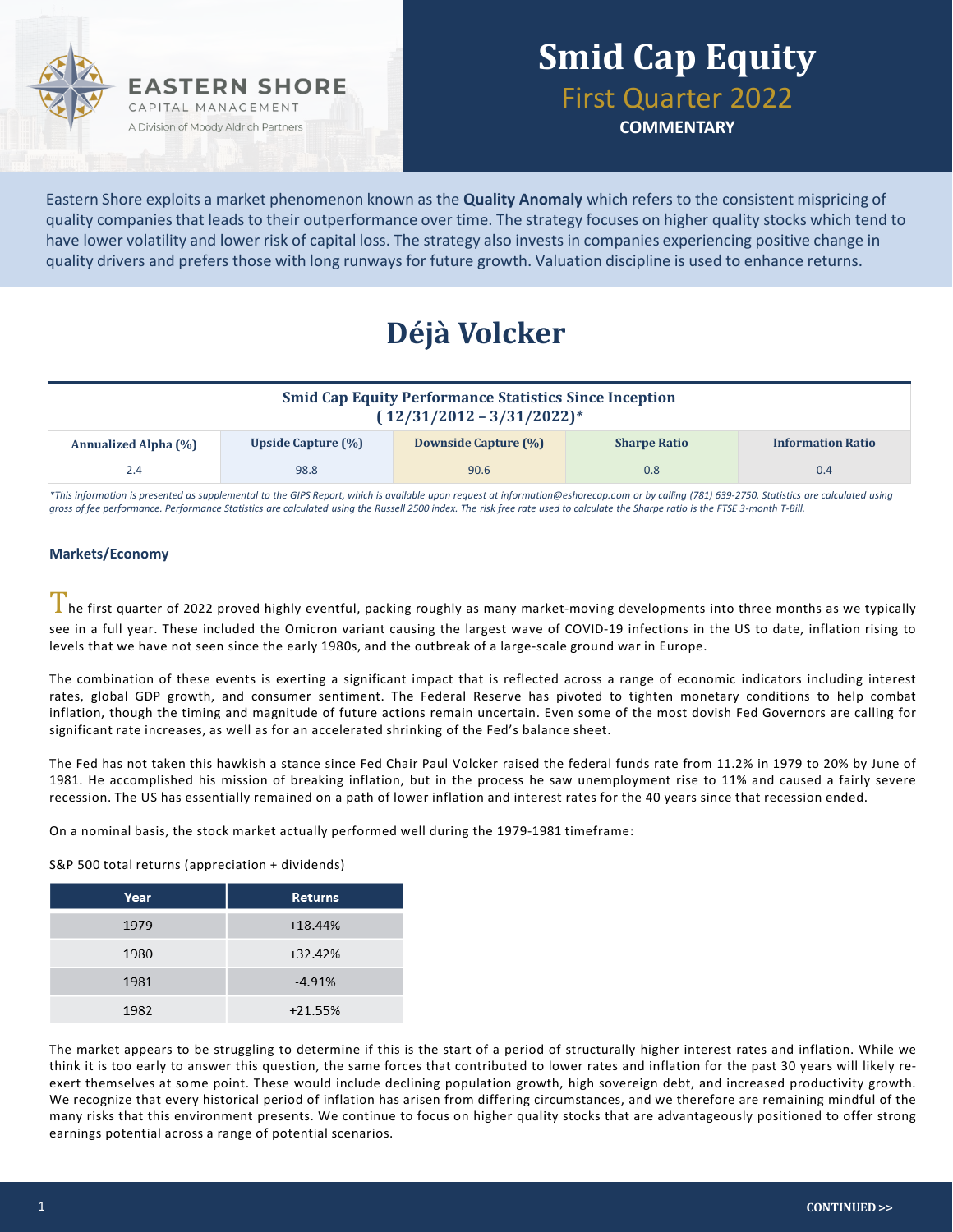EASTERN SHORE
CAPITAL MANAGEMENT
A Division of Moody Aldrich Partners

# Smid Cap Equity

## First Quarter 2022

**COMMENTARY**

Eastern Shore exploits a market phenomenon known as the **Quality Anomaly** which refers to the consistent mispricing of quality companies that leads to their outperformance over time. The strategy focuses on higher quality stocks which tend to have lower volatility and lower risk of capital loss. The strategy also invests in companies experiencing positive change in quality drivers and prefers those with long runways for future growth. Valuation discipline is used to enhance returns.

# Déjà Volcker

| Smid Cap Equity Performance Statistics Since Inception (12/31/2012 – 3/31/2022)* | | | | |
|---|---|---|---|---|
| **Annualized Alpha (%)** | **Upside Capture (%)** | **Downside Capture (%)** | **Sharpe Ratio** | **Information Ratio** |
| 2.4 | 98.8 | 90.6 | 0.8 | 0.4 |

*\*This information is presented as supplemental to the GIPS Report, which is available upon request at information@eshorecap.com or by calling (781) 639-2750. Statistics are calculated using gross of fee performance. Performance Statistics are calculated using the Russell 2500 index. The risk free rate used to calculate the Sharpe ratio is the FTSE 3-month T-Bill.*

### Markets/Economy

The first quarter of 2022 proved highly eventful, packing roughly as many market-moving developments into three months as we typically see in a full year. These included the Omicron variant causing the largest wave of COVID-19 infections in the US to date, inflation rising to levels that we have not seen since the early 1980s, and the outbreak of a large-scale ground war in Europe.

The combination of these events is exerting a significant impact that is reflected across a range of economic indicators including interest rates, global GDP growth, and consumer sentiment. The Federal Reserve has pivoted to tighten monetary conditions to help combat inflation, though the timing and magnitude of future actions remain uncertain. Even some of the most dovish Fed Governors are calling for significant rate increases, as well as for an accelerated shrinking of the Fed's balance sheet.

The Fed has not taken this hawkish a stance since Fed Chair Paul Volcker raised the federal funds rate from 11.2% in 1979 to 20% by June of 1981. He accomplished his mission of breaking inflation, but in the process he saw unemployment rise to 11% and caused a fairly severe recession. The US has essentially remained on a path of lower inflation and interest rates for the 40 years since that recession ended.

On a nominal basis, the stock market actually performed well during the 1979-1981 timeframe:

S&P 500 total returns (appreciation + dividends)

| Year | Returns |
|---|---|
| 1979 | +18.44% |
| 1980 | +32.42% |
| 1981 | -4.91% |
| 1982 | +21.55% |

The market appears to be struggling to determine if this is the start of a period of structurally higher interest rates and inflation. While we think it is too early to answer this question, the same forces that contributed to lower rates and inflation for the past 30 years will likely re-exert themselves at some point. These would include declining population growth, high sovereign debt, and increased productivity growth. We recognize that every historical period of inflation has arisen from differing circumstances, and we therefore are remaining mindful of the many risks that this environment presents. We continue to focus on higher quality stocks that are advantageously positioned to offer strong earnings potential across a range of potential scenarios.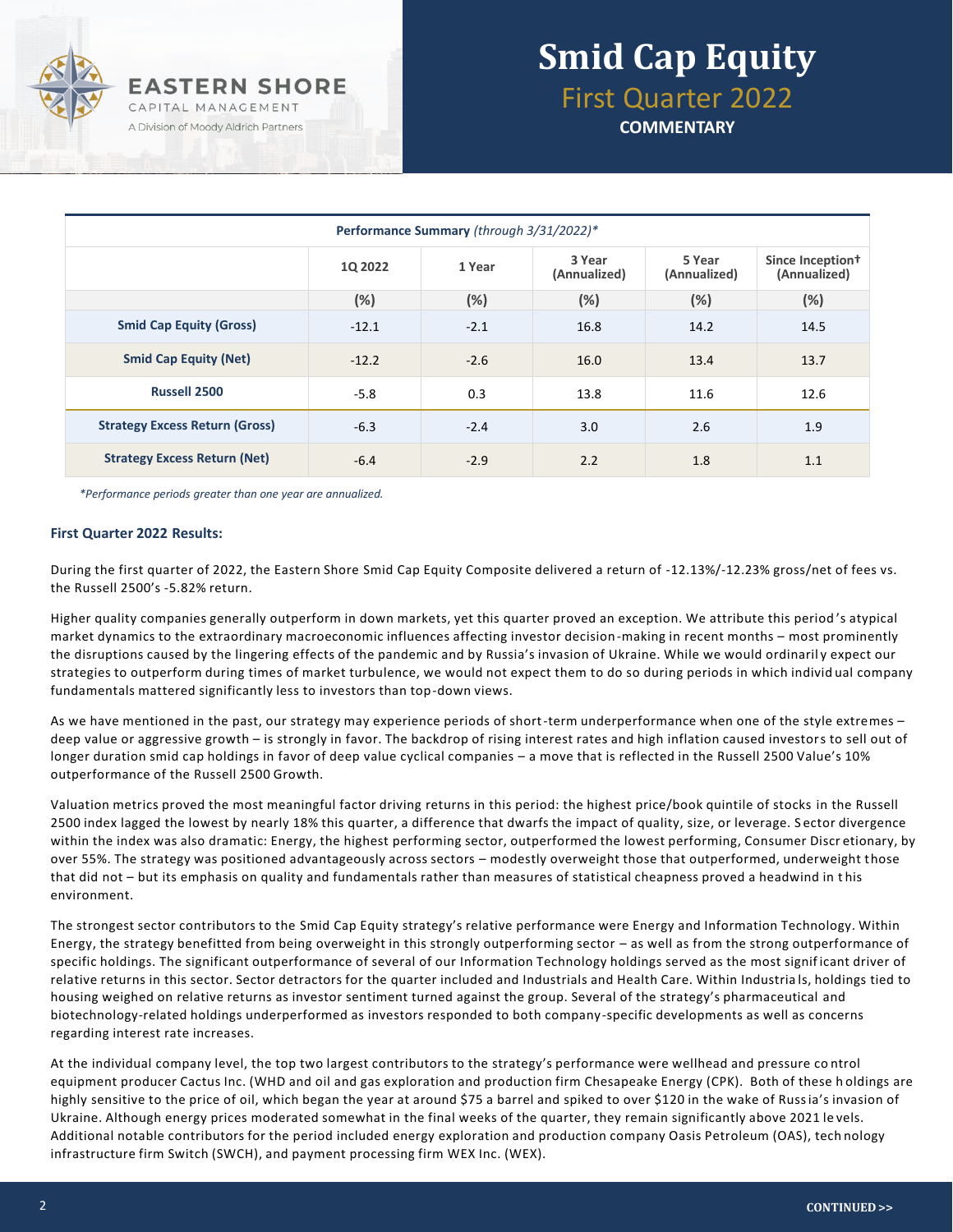# Smid Cap Equity

## First Quarter 2022

**COMMENTARY**

| **Performance Summary** *(through 3/31/2022)** | | | | | |
|---|---|---|---|---|---|
| | 1Q 2022 | 1 Year | 3 Year (Annualized) | 5 Year (Annualized) | Since Inception† (Annualized) |
| | (%) | (%) | (%) | (%) | (%) |
| **Smid Cap Equity (Gross)** | -12.1 | -2.1 | 16.8 | 14.2 | 14.5 |
| **Smid Cap Equity (Net)** | -12.2 | -2.6 | 16.0 | 13.4 | 13.7 |
| **Russell 2500** | -5.8 | 0.3 | 13.8 | 11.6 | 12.6 |
| **Strategy Excess Return (Gross)** | -6.3 | -2.4 | 3.0 | 2.6 | 1.9 |
| **Strategy Excess Return (Net)** | -6.4 | -2.9 | 2.2 | 1.8 | 1.1 |

*Performance periods greater than one year are annualized.*

**First Quarter 2022 Results:**

During the first quarter of 2022, the Eastern Shore Smid Cap Equity Composite delivered a return of -12.13%/-12.23% gross/net of fees vs. the Russell 2500's -5.82% return.

Higher quality companies generally outperform in down markets, yet this quarter proved an exception. We attribute this period's atypical market dynamics to the extraordinary macroeconomic influences affecting investor decision-making in recent months – most prominently the disruptions caused by the lingering effects of the pandemic and by Russia's invasion of Ukraine. While we would ordinarily expect our strategies to outperform during times of market turbulence, we would not expect them to do so during periods in which individual company fundamentals mattered significantly less to investors than top-down views.

As we have mentioned in the past, our strategy may experience periods of short-term underperformance when one of the style extremes – deep value or aggressive growth – is strongly in favor. The backdrop of rising interest rates and high inflation caused investors to sell out of longer duration smid cap holdings in favor of deep value cyclical companies – a move that is reflected in the Russell 2500 Value's 10% outperformance of the Russell 2500 Growth.

Valuation metrics proved the most meaningful factor driving returns in this period: the highest price/book quintile of stocks in the Russell 2500 index lagged the lowest by nearly 18% this quarter, a difference that dwarfs the impact of quality, size, or leverage. Sector divergence within the index was also dramatic: Energy, the highest performing sector, outperformed the lowest performing, Consumer Discretionary, by over 55%. The strategy was positioned advantageously across sectors – modestly overweight those that outperformed, underweight those that did not – but its emphasis on quality and fundamentals rather than measures of statistical cheapness proved a headwind in this environment.

The strongest sector contributors to the Smid Cap Equity strategy's relative performance were Energy and Information Technology. Within Energy, the strategy benefitted from being overweight in this strongly outperforming sector – as well as from the strong outperformance of specific holdings. The significant outperformance of several of our Information Technology holdings served as the most significant driver of relative returns in this sector. Sector detractors for the quarter included and Industrials and Health Care. Within Industrials, holdings tied to housing weighed on relative returns as investor sentiment turned against the group. Several of the strategy's pharmaceutical and biotechnology-related holdings underperformed as investors responded to both company-specific developments as well as concerns regarding interest rate increases.

At the individual company level, the top two largest contributors to the strategy's performance were wellhead and pressure control equipment producer Cactus Inc. (WHD and oil and gas exploration and production firm Chesapeake Energy (CPK). Both of these holdings are highly sensitive to the price of oil, which began the year at around $75 a barrel and spiked to over $120 in the wake of Russia's invasion of Ukraine. Although energy prices moderated somewhat in the final weeks of the quarter, they remain significantly above 2021 levels. Additional notable contributors for the period included energy exploration and production company Oasis Petroleum (OAS), technology infrastructure firm Switch (SWCH), and payment processing firm WEX Inc. (WEX).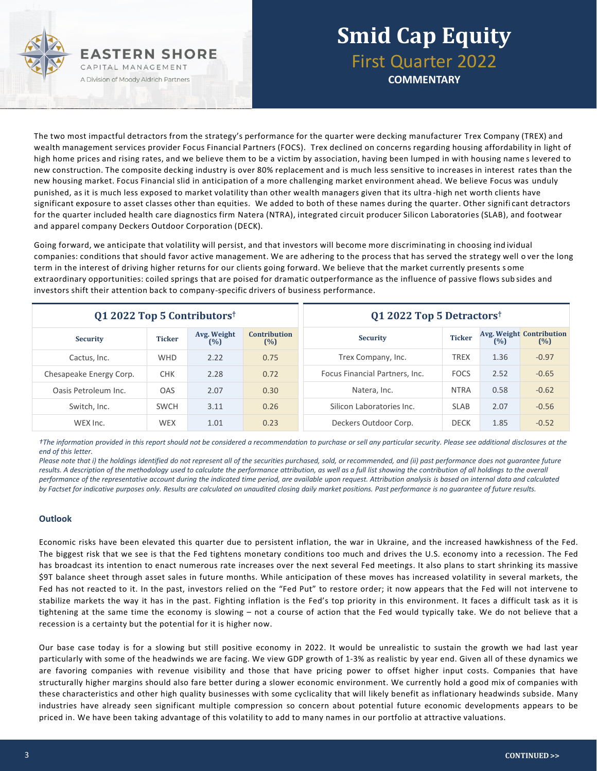# Smid Cap Equity

## First Quarter 2022

**COMMENTARY**

The two most impactful detractors from the strategy's performance for the quarter were decking manufacturer Trex Company (TREX) and wealth management services provider Focus Financial Partners (FOCS). Trex declined on concerns regarding housing affordability in light of high home prices and rising rates, and we believe them to be a victim by association, having been lumped in with housing names levered to new construction. The composite decking industry is over 80% replacement and is much less sensitive to increases in interest rates than the new housing market. Focus Financial slid in anticipation of a more challenging market environment ahead. We believe Focus was unduly punished, as it is much less exposed to market volatility than other wealth managers given that its ultra-high net worth clients have significant exposure to asset classes other than equities. We added to both of these names during the quarter. Other significant detractors for the quarter included health care diagnostics firm Natera (NTRA), integrated circuit producer Silicon Laboratories (SLAB), and footwear and apparel company Deckers Outdoor Corporation (DECK).

Going forward, we anticipate that volatility will persist, and that investors will become more discriminating in choosing individual companies: conditions that should favor active management. We are adhering to the process that has served the strategy well over the long term in the interest of driving higher returns for our clients going forward. We believe that the market currently presents some extraordinary opportunities: coiled springs that are poised for dramatic outperformance as the influence of passive flows subsides and investors shift their attention back to company-specific drivers of business performance.

**Q1 2022 Top 5 Contributors†**

| Security | Ticker | Avg. Weight (%) | Contribution (%) |
|---|---|---|---|
| Cactus, Inc. | WHD | 2.22 | 0.75 |
| Chesapeake Energy Corp. | CHK | 2.28 | 0.72 |
| Oasis Petroleum Inc. | OAS | 2.07 | 0.30 |
| Switch, Inc. | SWCH | 3.11 | 0.26 |
| WEX Inc. | WEX | 1.01 | 0.23 |

**Q1 2022 Top 5 Detractors†**

| Security | Ticker | Avg. Weight (%) | Contribution (%) |
|---|---|---|---|
| Trex Company, Inc. | TREX | 1.36 | -0.97 |
| Focus Financial Partners, Inc. | FOCS | 2.52 | -0.65 |
| Natera, Inc. | NTRA | 0.58 | -0.62 |
| Silicon Laboratories Inc. | SLAB | 2.07 | -0.56 |
| Deckers Outdoor Corp. | DECK | 1.85 | -0.52 |

*†The information provided in this report should not be considered a recommendation to purchase or sell any particular security. Please see additional disclosures at the end of this letter.*

*Please note that i) the holdings identified do not represent all of the securities purchased, sold, or recommended, and (ii) past performance does not guarantee future results. A description of the methodology used to calculate the performance attribution, as well as a full list showing the contribution of all holdings to the overall performance of the representative account during the indicated time period, are available upon request. Attribution analysis is based on internal data and calculated by Factset for indicative purposes only. Results are calculated on unaudited closing daily market positions. Past performance is no guarantee of future results.*

### Outlook

Economic risks have been elevated this quarter due to persistent inflation, the war in Ukraine, and the increased hawkishness of the Fed. The biggest risk that we see is that the Fed tightens monetary conditions too much and drives the U.S. economy into a recession. The Fed has broadcast its intention to enact numerous rate increases over the next several Fed meetings. It also plans to start shrinking its massive $9T balance sheet through asset sales in future months. While anticipation of these moves has increased volatility in several markets, the Fed has not reacted to it. In the past, investors relied on the "Fed Put" to restore order; it now appears that the Fed will not intervene to stabilize markets the way it has in the past. Fighting inflation is the Fed's top priority in this environment. It faces a difficult task as it is tightening at the same time the economy is slowing – not a course of action that the Fed would typically take. We do not believe that a recession is a certainty but the potential for it is higher now.

Our base case today is for a slowing but still positive economy in 2022. It would be unrealistic to sustain the growth we had last year particularly with some of the headwinds we are facing. We view GDP growth of 1-3% as realistic by year end. Given all of these dynamics we are favoring companies with revenue visibility and those that have pricing power to offset higher input costs. Companies that have structurally higher margins should also fare better during a slower economic environment. We currently hold a good mix of companies with these characteristics and other high quality businesses with some cyclicality that will likely benefit as inflationary headwinds subside. Many industries have already seen significant multiple compression so concern about potential future economic developments appears to be priced in. We have been taking advantage of this volatility to add to many names in our portfolio at attractive valuations.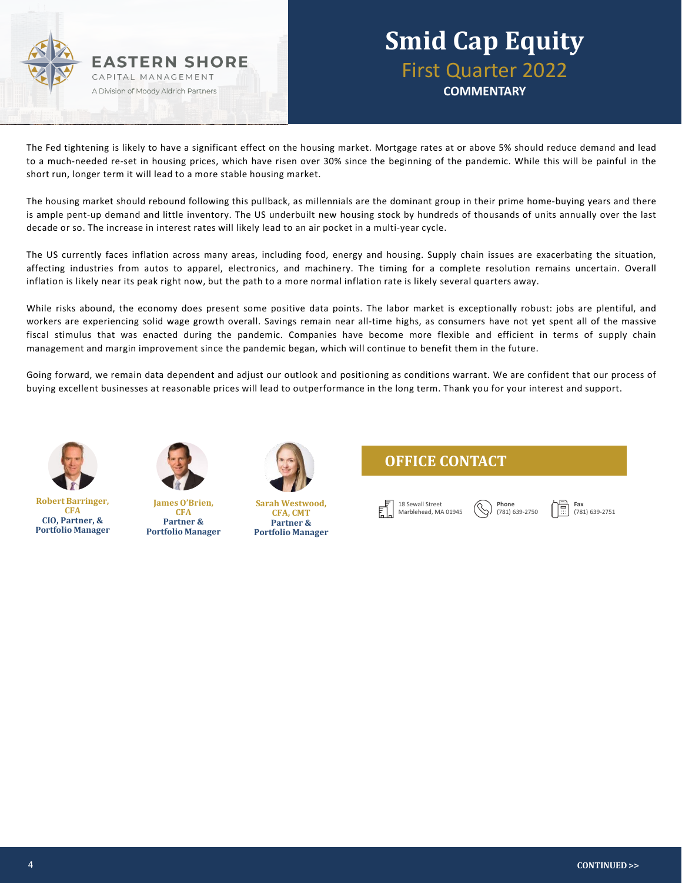# Smid Cap Equity

## First Quarter 2022

**COMMENTARY**

The Fed tightening is likely to have a significant effect on the housing market. Mortgage rates at or above 5% should reduce demand and lead to a much-needed re-set in housing prices, which have risen over 30% since the beginning of the pandemic. While this will be painful in the short run, longer term it will lead to a more stable housing market.

The housing market should rebound following this pullback, as millennials are the dominant group in their prime home-buying years and there is ample pent-up demand and little inventory. The US underbuilt new housing stock by hundreds of thousands of units annually over the last decade or so. The increase in interest rates will likely lead to an air pocket in a multi-year cycle.

The US currently faces inflation across many areas, including food, energy and housing. Supply chain issues are exacerbating the situation, affecting industries from autos to apparel, electronics, and machinery. The timing for a complete resolution remains uncertain. Overall inflation is likely near its peak right now, but the path to a more normal inflation rate is likely several quarters away.

While risks abound, the economy does present some positive data points. The labor market is exceptionally robust: jobs are plentiful, and workers are experiencing solid wage growth overall. Savings remain near all-time highs, as consumers have not yet spent all of the massive fiscal stimulus that was enacted during the pandemic. Companies have become more flexible and efficient in terms of supply chain management and margin improvement since the pandemic began, which will continue to benefit them in the future.

Going forward, we remain data dependent and adjust our outlook and positioning as conditions warrant. We are confident that our process of buying excellent businesses at reasonable prices will lead to outperformance in the long term. Thank you for your interest and support.

**Robert Barringer, CFA**
CIO, Partner, & Portfolio Manager

**James O'Brien, CFA**
Partner & Portfolio Manager

**Sarah Westwood, CFA, CMT**
Partner & Portfolio Manager

## OFFICE CONTACT

18 Sewall Street
Marblehead, MA 01945

**Phone**
(781) 639-2750

**Fax**
(781) 639-2751

CONTINUED >>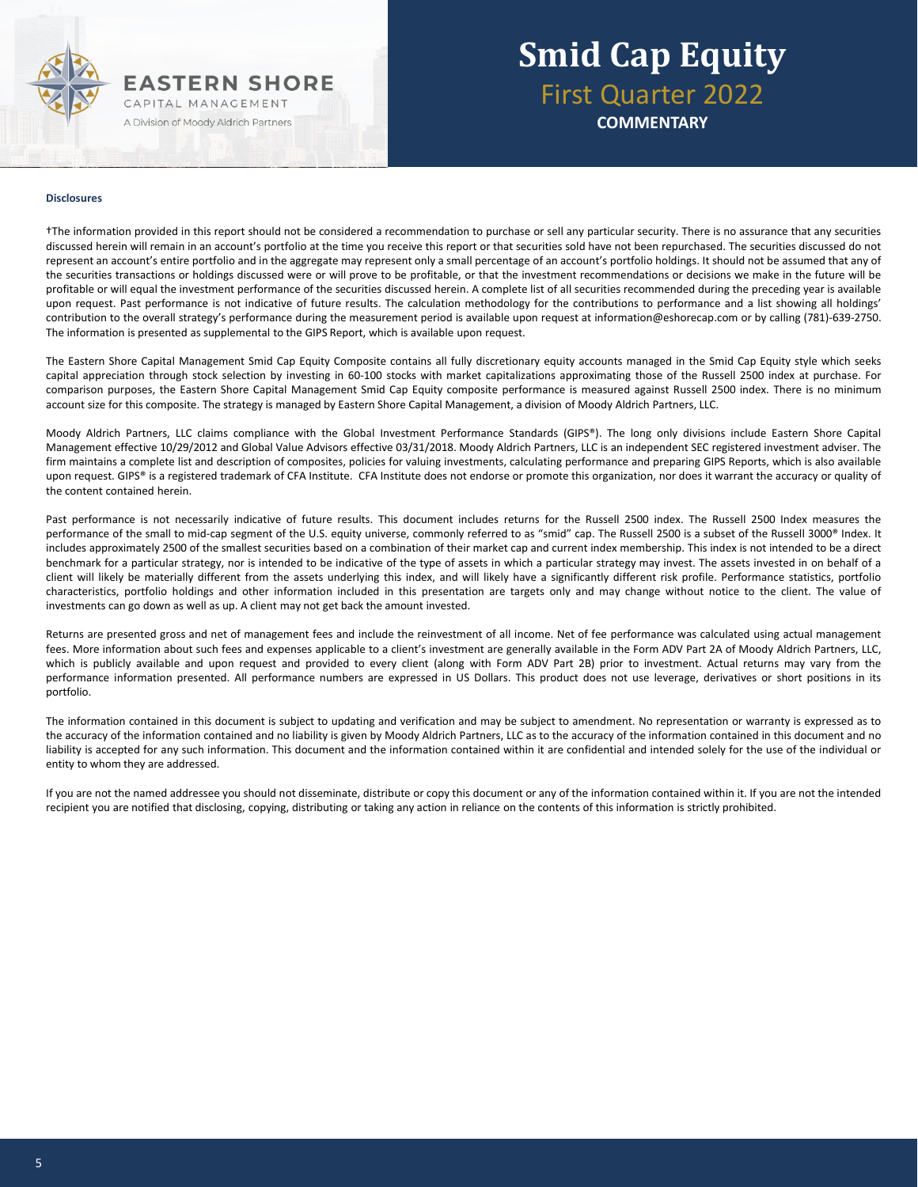#### Disclosures

†The information provided in this report should not be considered a recommendation to purchase or sell any particular security. There is no assurance that any securities discussed herein will remain in an account's portfolio at the time you receive this report or that securities sold have not been repurchased. The securities discussed do not represent an account's entire portfolio and in the aggregate may represent only a small percentage of an account's portfolio holdings. It should not be assumed that any of the securities transactions or holdings discussed were or will prove to be profitable, or that the investment recommendations or decisions we make in the future will be profitable or will equal the investment performance of the securities discussed herein. A complete list of all securities recommended during the preceding year is available upon request. Past performance is not indicative of future results. The calculation methodology for the contributions to performance and a list showing all holdings' contribution to the overall strategy's performance during the measurement period is available upon request at information@eshorecap.com or by calling (781)-639-2750. The information is presented as supplemental to the GIPS Report, which is available upon request.

The Eastern Shore Capital Management Smid Cap Equity Composite contains all fully discretionary equity accounts managed in the Smid Cap Equity style which seeks capital appreciation through stock selection by investing in 60-100 stocks with market capitalizations approximating those of the Russell 2500 index at purchase. For comparison purposes, the Eastern Shore Capital Management Smid Cap Equity composite performance is measured against Russell 2500 index. There is no minimum account size for this composite. The strategy is managed by Eastern Shore Capital Management, a division of Moody Aldrich Partners, LLC.

Moody Aldrich Partners, LLC claims compliance with the Global Investment Performance Standards (GIPS®). The long only divisions include Eastern Shore Capital Management effective 10/29/2012 and Global Value Advisors effective 03/31/2018. Moody Aldrich Partners, LLC is an independent SEC registered investment adviser. The firm maintains a complete list and description of composites, policies for valuing investments, calculating performance and preparing GIPS Reports, which is also available upon request. GIPS® is a registered trademark of CFA Institute. CFA Institute does not endorse or promote this organization, nor does it warrant the accuracy or quality of the content contained herein.

Past performance is not necessarily indicative of future results. This document includes returns for the Russell 2500 index. The Russell 2500 Index measures the performance of the small to mid-cap segment of the U.S. equity universe, commonly referred to as "smid" cap. The Russell 2500 is a subset of the Russell 3000® Index. It includes approximately 2500 of the smallest securities based on a combination of their market cap and current index membership. This index is not intended to be a direct benchmark for a particular strategy, nor is intended to be indicative of the type of assets in which a particular strategy may invest. The assets invested in on behalf of a client will likely be materially different from the assets underlying this index, and will likely have a significantly different risk profile. Performance statistics, portfolio characteristics, portfolio holdings and other information included in this presentation are targets only and may change without notice to the client. The value of investments can go down as well as up. A client may not get back the amount invested.

Returns are presented gross and net of management fees and include the reinvestment of all income. Net of fee performance was calculated using actual management fees. More information about such fees and expenses applicable to a client's investment are generally available in the Form ADV Part 2A of Moody Aldrich Partners, LLC, which is publicly available and upon request and provided to every client (along with Form ADV Part 2B) prior to investment. Actual returns may vary from the performance information presented. All performance numbers are expressed in US Dollars. This product does not use leverage, derivatives or short positions in its portfolio.

The information contained in this document is subject to updating and verification and may be subject to amendment. No representation or warranty is expressed as to the accuracy of the information contained and no liability is given by Moody Aldrich Partners, LLC as to the accuracy of the information contained in this document and no liability is accepted for any such information. This document and the information contained within it are confidential and intended solely for the use of the individual or entity to whom they are addressed.

If you are not the named addressee you should not disseminate, distribute or copy this document or any of the information contained within it. If you are not the intended recipient you are notified that disclosing, copying, distributing or taking any action in reliance on the contents of this information is strictly prohibited.